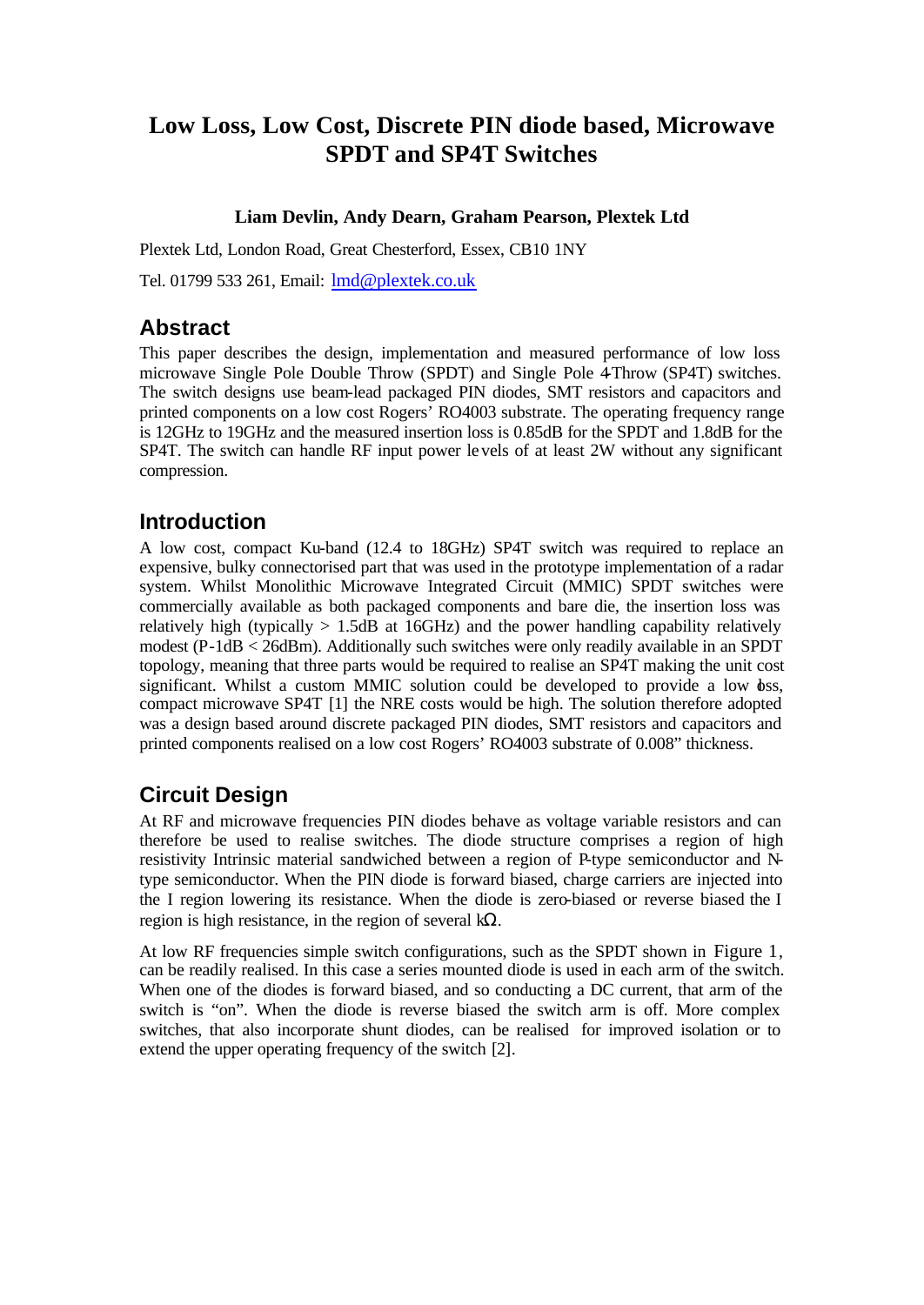# Low Loss, Low Cost, Discrete PIN diode based, Microwave SPDT and SP4T Switches

**Liam Devlin, Andy Dearn, Graham Pearson, Plextek Ltd**

Plextek Ltd, London Road, Great Chesterford, Essex, CB10 1NY

Tel. 01799 533 261, Email: lmd@plextek.co.uk

## Abstract

This paper describes the design, implementation and measured performance of low loss microwave Single Pole Double Throw (SPDT) and Single Pole 4-Throw (SP4T) switches. The switch designs use beam-lead packaged PIN diodes, SMT resistors and capacitors and printed components on a low cost Rogers' RO4003 substrate. The operating frequency range is 12GHz to 19GHz and the measured insertion loss is 0.85dB for the SPDT and 1.8dB for the SP4T. The switch can handle RF input power levels of at least 2W without any significant compression.

## Introduction

A low cost, compact Ku-band (12.4 to 18GHz) SP4T switch was required to replace an expensive, bulky connectorised part that was used in the prototype implementation of a radar system. Whilst Monolithic Microwave Integrated Circuit (MMIC) SPDT switches were commercially available as both packaged components and bare die, the insertion loss was relatively high (typically > 1.5dB at 16GHz) and the power handling capability relatively modest (P-1dB < 26dBm). Additionally such switches were only readily available in an SPDT topology, meaning that three parts would be required to realise an SP4T making the unit cost significant. Whilst a custom MMIC solution could be developed to provide a low loss, compact microwave SP4T [1] the NRE costs would be high. The solution therefore adopted was a design based around discrete packaged PIN diodes, SMT resistors and capacitors and printed components realised on a low cost Rogers' RO4003 substrate of 0.008" thickness.

## Circuit Design

At RF and microwave frequencies PIN diodes behave as voltage variable resistors and can therefore be used to realise switches. The diode structure comprises a region of high resistivity Intrinsic material sandwiched between a region of P-type semiconductor and N-type semiconductor. When the PIN diode is forward biased, charge carriers are injected into the I region lowering its resistance. When the diode is zero-biased or reverse biased the I region is high resistance, in the region of several kΩ.

At low RF frequencies simple switch configurations, such as the SPDT shown in Figure 1, can be readily realised. In this case a series mounted diode is used in each arm of the switch. When one of the diodes is forward biased, and so conducting a DC current, that arm of the switch is "on". When the diode is reverse biased the switch arm is off. More complex switches, that also incorporate shunt diodes, can be realised for improved isolation or to extend the upper operating frequency of the switch [2].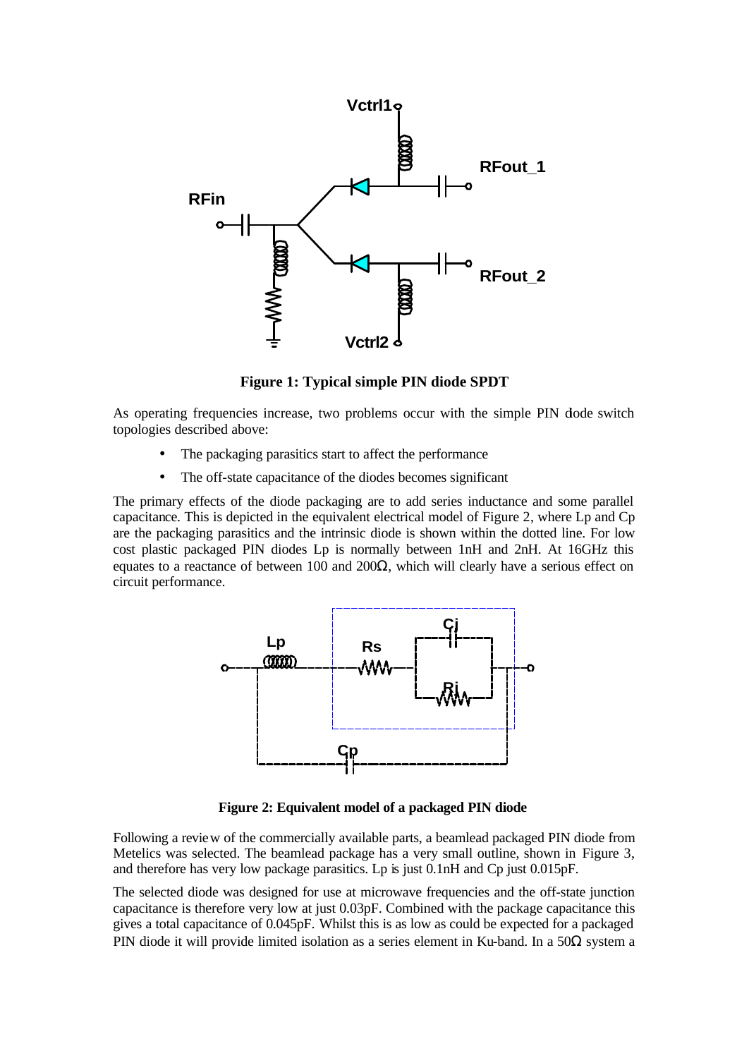**Figure 1: Typical simple PIN diode SPDT**

As operating frequencies increase, two problems occur with the simple PIN diode switch topologies described above:

- The packaging parasitics start to affect the performance
- The off-state capacitance of the diodes becomes significant

The primary effects of the diode packaging are to add series inductance and some parallel capacitance. This is depicted in the equivalent electrical model of Figure 2, where Lp and Cp are the packaging parasitics and the intrinsic diode is shown within the dotted line. For low cost plastic packaged PIN diodes Lp is normally between 1nH and 2nH. At 16GHz this equates to a reactance of between 100 and 200Ω, which will clearly have a serious effect on circuit performance.

**Figure 2: Equivalent model of a packaged PIN diode**

Following a review of the commercially available parts, a beamlead packaged PIN diode from Metelics was selected. The beamlead package has a very small outline, shown in Figure 3, and therefore has very low package parasitics. Lp is just 0.1nH and Cp just 0.015pF.

The selected diode was designed for use at microwave frequencies and the off-state junction capacitance is therefore very low at just 0.03pF. Combined with the package capacitance this gives a total capacitance of 0.045pF. Whilst this is as low as could be expected for a packaged PIN diode it will provide limited isolation as a series element in Ku-band. In a 50Ω system a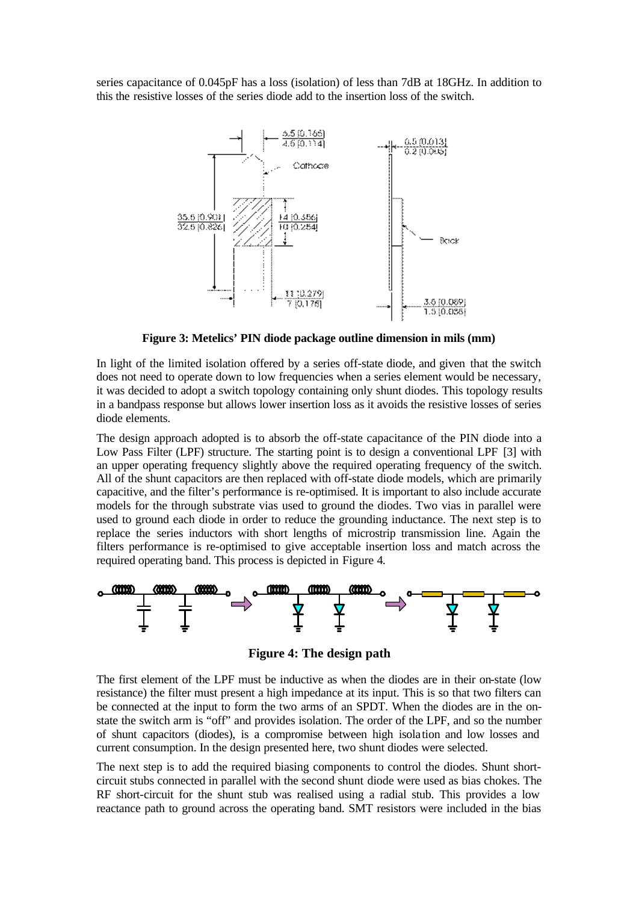series capacitance of 0.045pF has a loss (isolation) of less than 7dB at 18GHz. In addition to this the resistive losses of the series diode add to the insertion loss of the switch.

**Figure 3: Metelics' PIN diode package outline dimension in mils (mm)**

In light of the limited isolation offered by a series off-state diode, and given that the switch does not need to operate down to low frequencies when a series element would be necessary, it was decided to adopt a switch topology containing only shunt diodes. This topology results in a bandpass response but allows lower insertion loss as it avoids the resistive losses of series diode elements.

The design approach adopted is to absorb the off-state capacitance of the PIN diode into a Low Pass Filter (LPF) structure. The starting point is to design a conventional LPF [3] with an upper operating frequency slightly above the required operating frequency of the switch. All of the shunt capacitors are then replaced with off-state diode models, which are primarily capacitive, and the filter's performance is re-optimised. It is important to also include accurate models for the through substrate vias used to ground the diodes. Two vias in parallel were used to ground each diode in order to reduce the grounding inductance. The next step is to replace the series inductors with short lengths of microstrip transmission line. Again the filters performance is re-optimised to give acceptable insertion loss and match across the required operating band. This process is depicted in Figure 4.

**Figure 4: The design path**

The first element of the LPF must be inductive as when the diodes are in their on-state (low resistance) the filter must present a high impedance at its input. This is so that two filters can be connected at the input to form the two arms of an SPDT. When the diodes are in the on-state the switch arm is "off" and provides isolation. The order of the LPF, and so the number of shunt capacitors (diodes), is a compromise between high isolation and low losses and current consumption. In the design presented here, two shunt diodes were selected.

The next step is to add the required biasing components to control the diodes. Shunt short-circuit stubs connected in parallel with the second shunt diode were used as bias chokes. The RF short-circuit for the shunt stub was realised using a radial stub. This provides a low reactance path to ground across the operating band. SMT resistors were included in the bias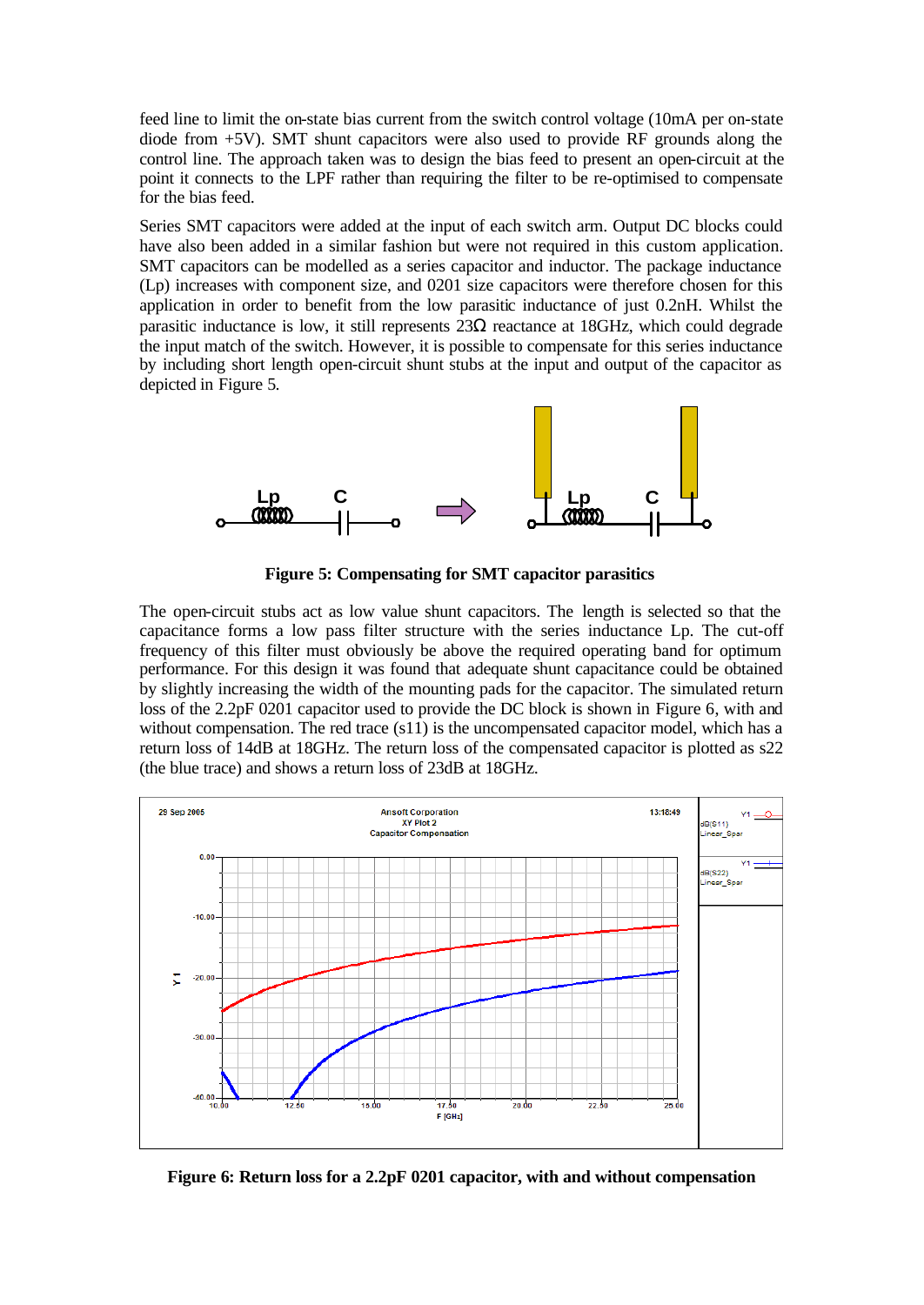feed line to limit the on-state bias current from the switch control voltage (10mA per on-state diode from +5V). SMT shunt capacitors were also used to provide RF grounds along the control line. The approach taken was to design the bias feed to present an open-circuit at the point it connects to the LPF rather than requiring the filter to be re-optimised to compensate for the bias feed.

Series SMT capacitors were added at the input of each switch arm. Output DC blocks could have also been added in a similar fashion but were not required in this custom application. SMT capacitors can be modelled as a series capacitor and inductor. The package inductance (Lp) increases with component size, and 0201 size capacitors were therefore chosen for this application in order to benefit from the low parasitic inductance of just 0.2nH. Whilst the parasitic inductance is low, it still represents 23Ω reactance at 18GHz, which could degrade the input match of the switch. However, it is possible to compensate for this series inductance by including short length open-circuit shunt stubs at the input and output of the capacitor as depicted in Figure 5.

**Figure 5: Compensating for SMT capacitor parasitics**

The open-circuit stubs act as low value shunt capacitors. The length is selected so that the capacitance forms a low pass filter structure with the series inductance Lp. The cut-off frequency of this filter must obviously be above the required operating band for optimum performance. For this design it was found that adequate shunt capacitance could be obtained by slightly increasing the width of the mounting pads for the capacitor. The simulated return loss of the 2.2pF 0201 capacitor used to provide the DC block is shown in Figure 6, with and without compensation. The red trace (s11) is the uncompensated capacitor model, which has a return loss of 14dB at 18GHz. The return loss of the compensated capacitor is plotted as s22 (the blue trace) and shows a return loss of 23dB at 18GHz.

**Figure 6: Return loss for a 2.2pF 0201 capacitor, with and without compensation**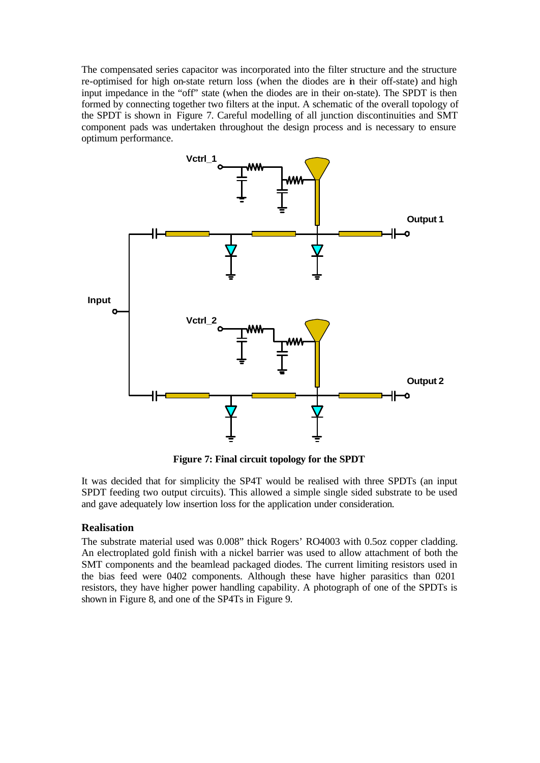The compensated series capacitor was incorporated into the filter structure and the structure re-optimised for high on-state return loss (when the diodes are in their off-state) and high input impedance in the "off" state (when the diodes are in their on-state). The SPDT is then formed by connecting together two filters at the input. A schematic of the overall topology of the SPDT is shown in Figure 7. Careful modelling of all junction discontinuities and SMT component pads was undertaken throughout the design process and is necessary to ensure optimum performance.

**Figure 7: Final circuit topology for the SPDT**

It was decided that for simplicity the SP4T would be realised with three SPDTs (an input SPDT feeding two output circuits). This allowed a simple single sided substrate to be used and gave adequately low insertion loss for the application under consideration.

### Realisation

The substrate material used was 0.008" thick Rogers' RO4003 with 0.5oz copper cladding. An electroplated gold finish with a nickel barrier was used to allow attachment of both the SMT components and the beamlead packaged diodes. The current limiting resistors used in the bias feed were 0402 components. Although these have higher parasitics than 0201 resistors, they have higher power handling capability. A photograph of one of the SPDTs is shown in Figure 8, and one of the SP4Ts in Figure 9.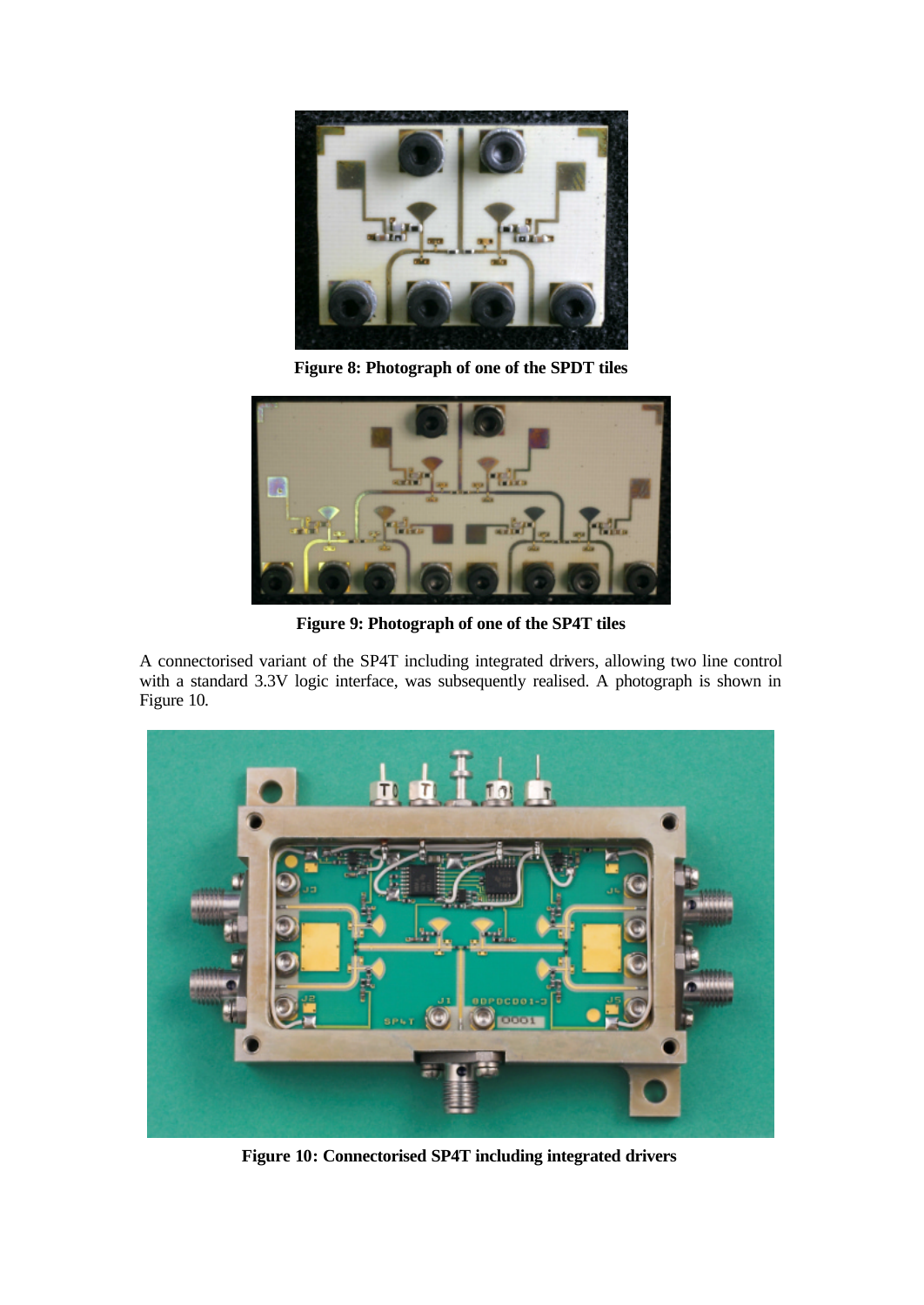**Figure 8: Photograph of one of the SPDT tiles**

**Figure 9: Photograph of one of the SP4T tiles**

A connectorised variant of the SP4T including integrated drivers, allowing two line control with a standard 3.3V logic interface, was subsequently realised. A photograph is shown in Figure 10.

**Figure 10: Connectorised SP4T including integrated drivers**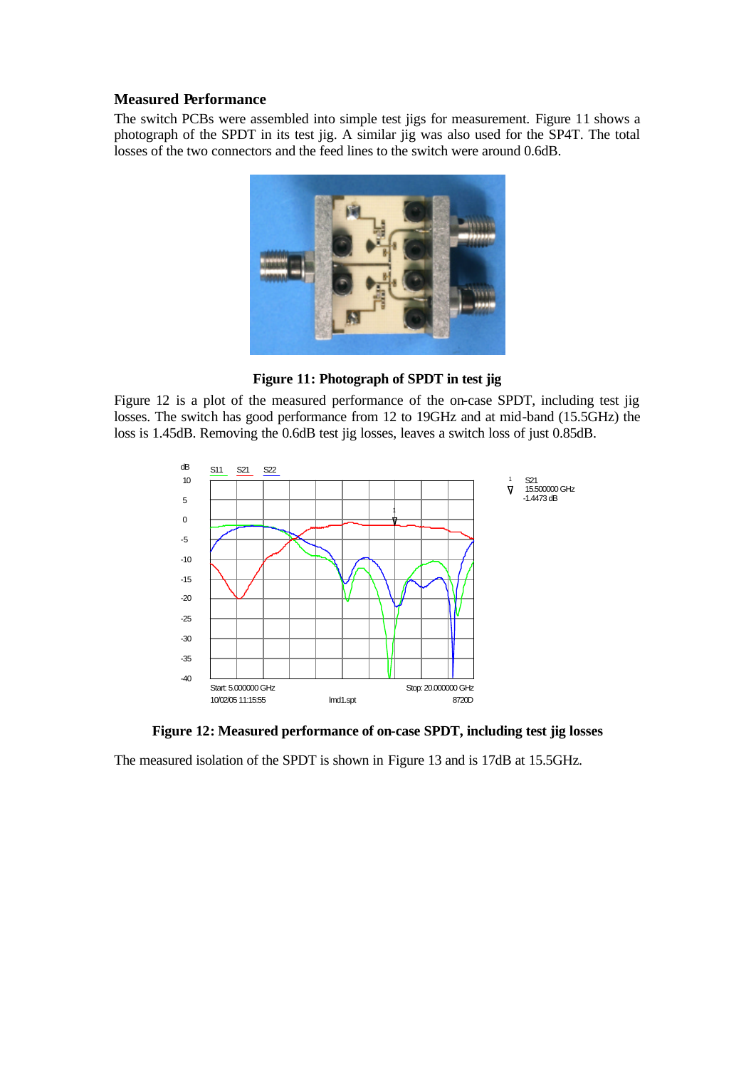### Measured Performance

The switch PCBs were assembled into simple test jigs for measurement. Figure 11 shows a photograph of the SPDT in its test jig. A similar jig was also used for the SP4T. The total losses of the two connectors and the feed lines to the switch were around 0.6dB.

**Figure 11: Photograph of SPDT in test jig**

Figure 12 is a plot of the measured performance of the on-case SPDT, including test jig losses. The switch has good performance from 12 to 19GHz and at mid-band (15.5GHz) the loss is 1.45dB. Removing the 0.6dB test jig losses, leaves a switch loss of just 0.85dB.

**Figure 12: Measured performance of on-case SPDT, including test jig losses**

The measured isolation of the SPDT is shown in Figure 13 and is 17dB at 15.5GHz.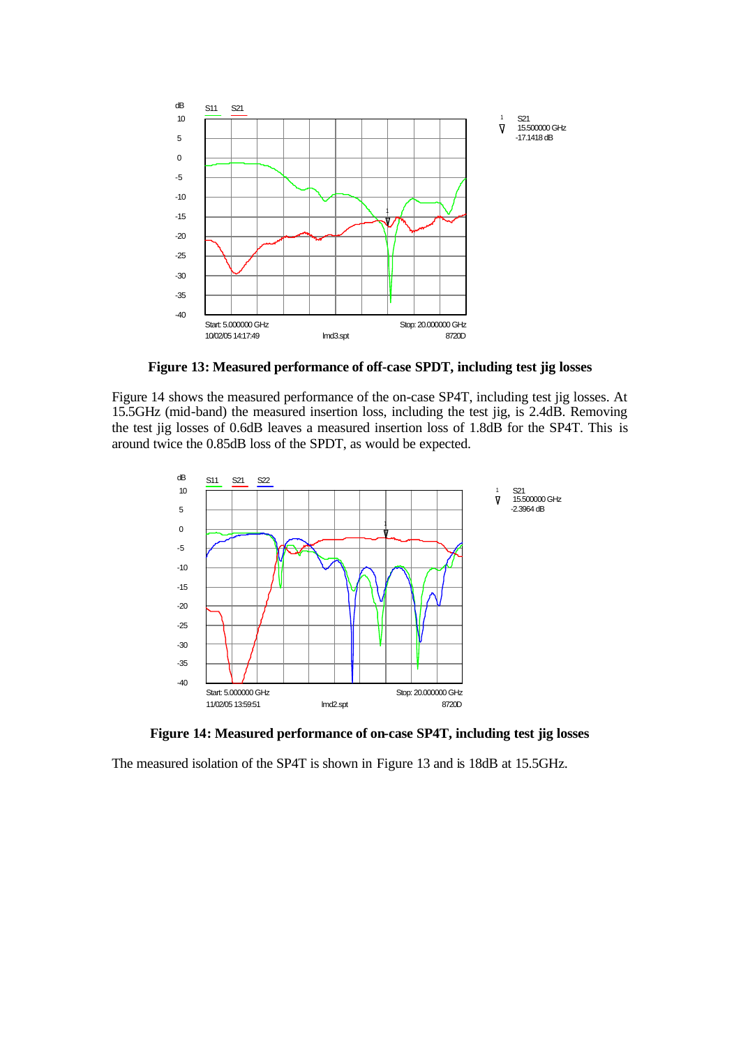**Figure 13: Measured performance of off-case SPDT, including test jig losses**

Figure 14 shows the measured performance of the on-case SP4T, including test jig losses. At 15.5GHz (mid-band) the measured insertion loss, including the test jig, is 2.4dB. Removing the test jig losses of 0.6dB leaves a measured insertion loss of 1.8dB for the SP4T. This is around twice the 0.85dB loss of the SPDT, as would be expected.

**Figure 14: Measured performance of on-case SP4T, including test jig losses**

The measured isolation of the SP4T is shown in Figure 13 and is 18dB at 15.5GHz.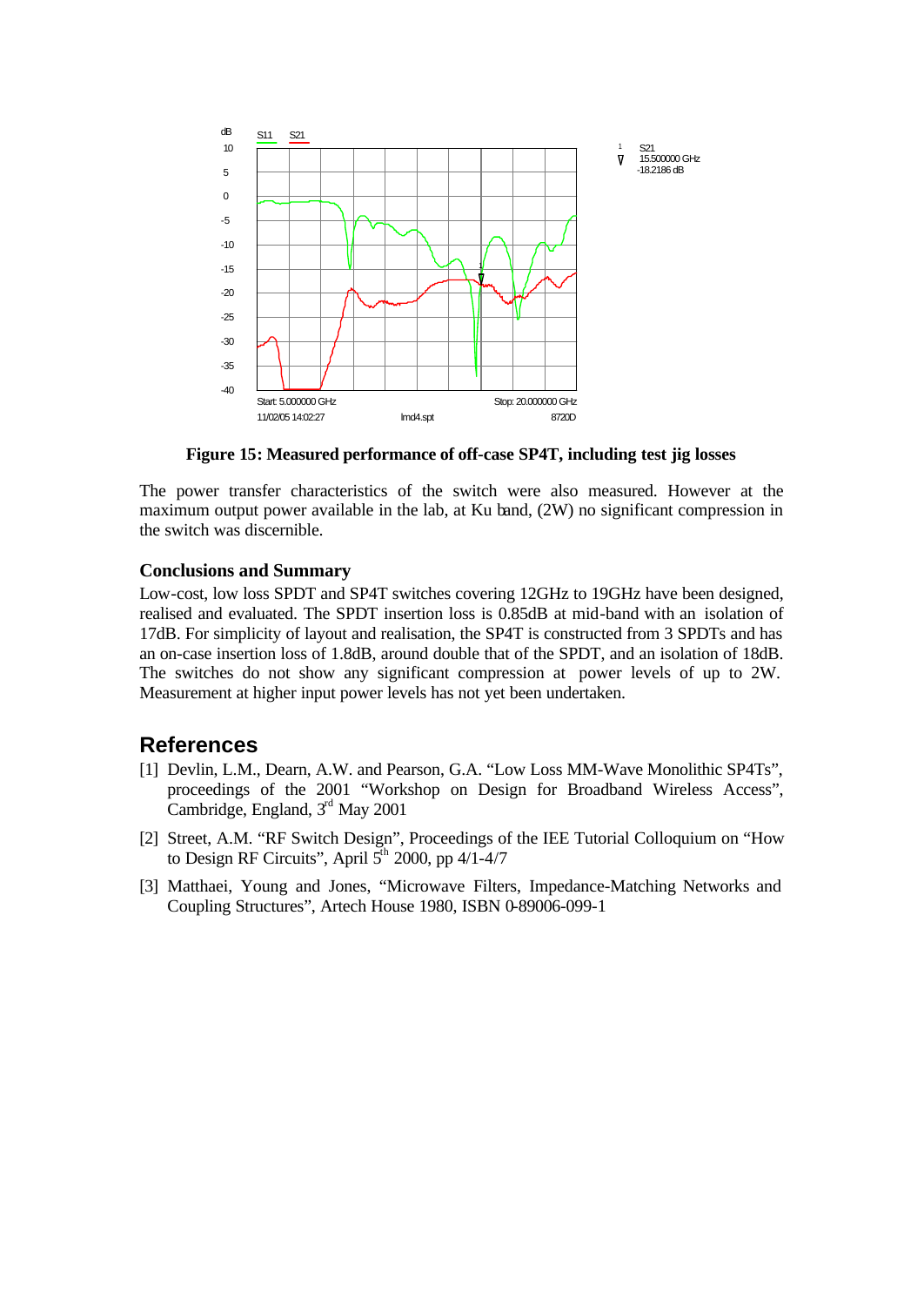dB
S11 S21
10
5
0
-5
-10
-15
-20
-25
-30
-35
-40

1 S21
15.500000 GHz
-18.2186 dB

Start: 5.000000 GHz
Stop: 20.000000 GHz
11/02/05 14:02:27
lmd4.spt
8720D

**Figure 15: Measured performance of off-case SP4T, including test jig losses**

The power transfer characteristics of the switch were also measured. However at the maximum output power available in the lab, at Ku band, (2W) no significant compression in the switch was discernible.

### Conclusions and Summary

Low-cost, low loss SPDT and SP4T switches covering 12GHz to 19GHz have been designed, realised and evaluated. The SPDT insertion loss is 0.85dB at mid-band with an isolation of 17dB. For simplicity of layout and realisation, the SP4T is constructed from 3 SPDTs and has an on-case insertion loss of 1.8dB, around double that of the SPDT, and an isolation of 18dB. The switches do not show any significant compression at power levels of up to 2W. Measurement at higher input power levels has not yet been undertaken.

## References

[1] Devlin, L.M., Dearn, A.W. and Pearson, G.A. “Low Loss MM-Wave Monolithic SP4Ts”, proceedings of the 2001 “Workshop on Design for Broadband Wireless Access”, Cambridge, England, 3rd May 2001

[2] Street, A.M. “RF Switch Design”, Proceedings of the IEE Tutorial Colloquium on “How to Design RF Circuits”, April 5th 2000, pp 4/1-4/7

[3] Matthaei, Young and Jones, “Microwave Filters, Impedance-Matching Networks and Coupling Structures”, Artech House 1980, ISBN 0-89006-099-1